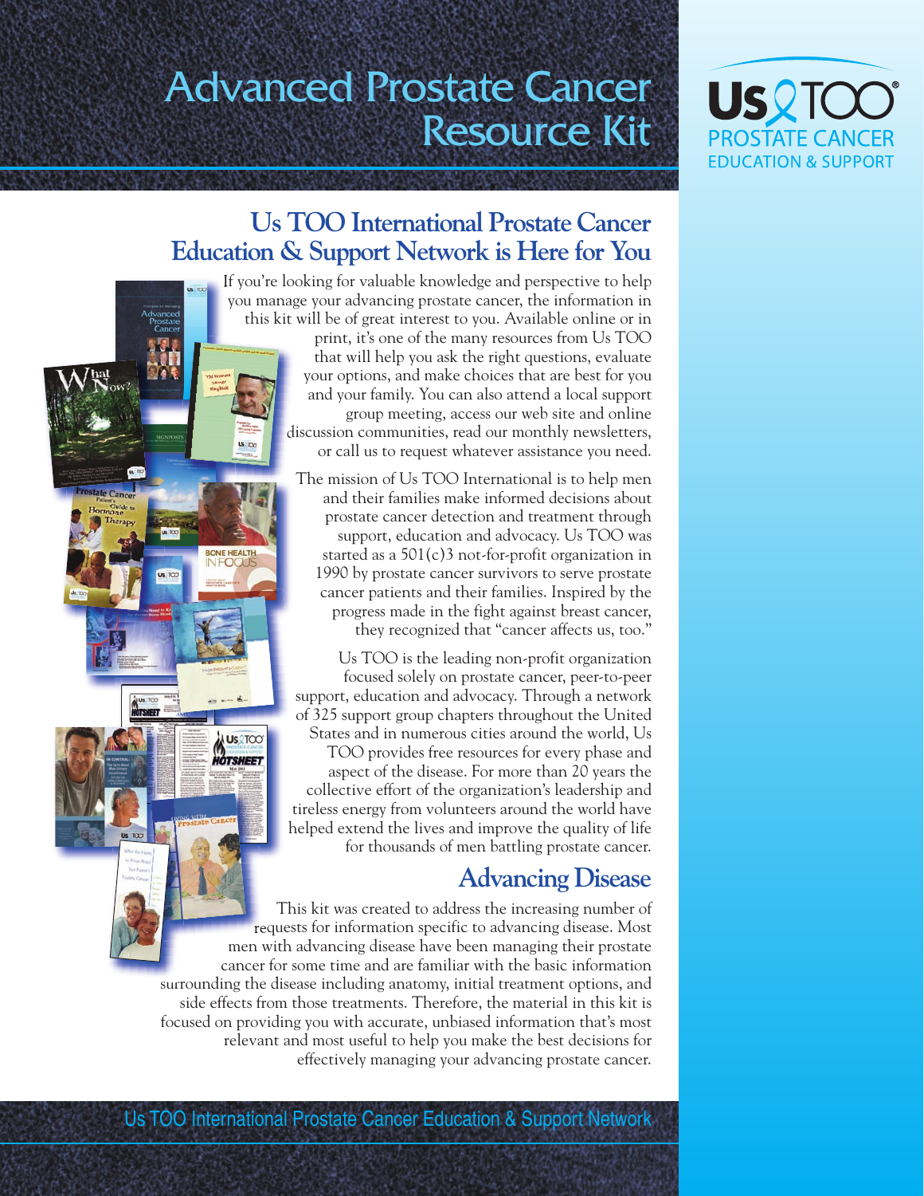# Advanced Prostate Cancer Resource Kit

Us TOO PROSTATE CANCER EDUCATION & SUPPORT

## Us TOO International Prostate Cancer Education & Support Network is Here for You

If you're looking for valuable knowledge and perspective to help you manage your advancing prostate cancer, the information in this kit will be of great interest to you. Available online or in print, it's one of the many resources from Us TOO that will help you ask the right questions, evaluate your options, and make choices that are best for you and your family. You can also attend a local support group meeting, access our web site and online discussion communities, read our monthly newsletters, or call us to request whatever assistance you need.

The mission of Us TOO International is to help men and their families make informed decisions about prostate cancer detection and treatment through support, education and advocacy. Us TOO was started as a 501(c)3 not-for-profit organization in 1990 by prostate cancer survivors to serve prostate cancer patients and their families. Inspired by the progress made in the fight against breast cancer, they recognized that "cancer affects us, too."

Us TOO is the leading non-profit organization focused solely on prostate cancer, peer-to-peer support, education and advocacy. Through a network of 325 support group chapters throughout the United States and in numerous cities around the world, Us TOO provides free resources for every phase and aspect of the disease. For more than 20 years the collective effort of the organization's leadership and tireless energy from volunteers around the world have helped extend the lives and improve the quality of life for thousands of men battling prostate cancer.

## Advancing Disease

This kit was created to address the increasing number of requests for information specific to advancing disease. Most men with advancing disease have been managing their prostate cancer for some time and are familiar with the basic information surrounding the disease including anatomy, initial treatment options, and side effects from those treatments. Therefore, the material in this kit is focused on providing you with accurate, unbiased information that's most relevant and most useful to help you make the best decisions for effectively managing your advancing prostate cancer.

Us TOO International Prostate Cancer Education & Support Network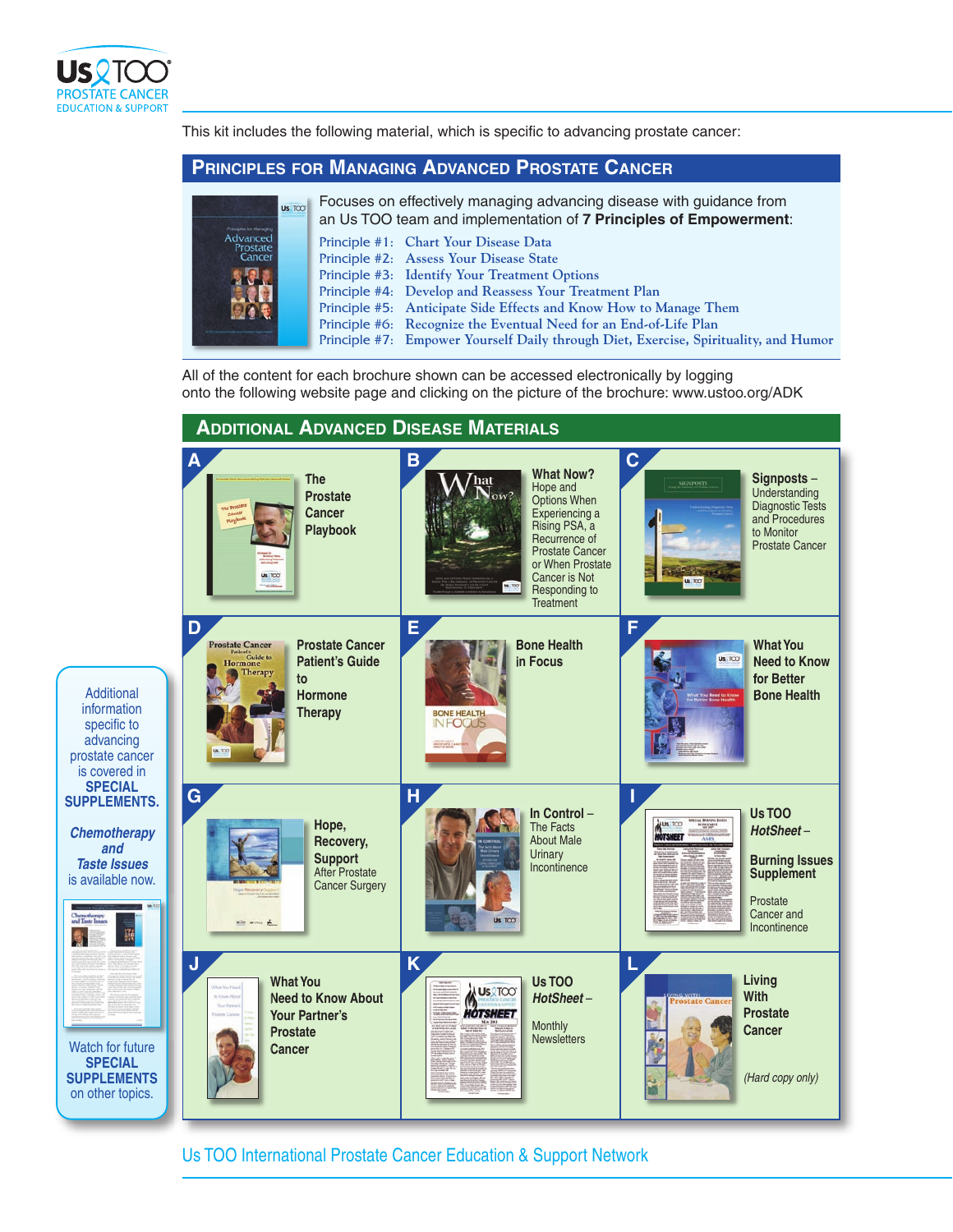This kit includes the following material, which is specific to advancing prostate cancer:

## Principles for Managing Advanced Prostate Cancer

Focuses on effectively managing advancing disease with guidance from an Us TOO team and implementation of **7 Principles of Empowerment**:

- Principle #1: Chart Your Disease Data
- Principle #2: Assess Your Disease State
- Principle #3: Identify Your Treatment Options
- Principle #4: Develop and Reassess Your Treatment Plan
- Principle #5: Anticipate Side Effects and Know How to Manage Them
- Principle #6: Recognize the Eventual Need for an End-of-Life Plan
- Principle #7: Empower Yourself Daily through Diet, Exercise, Spirituality, and Humor

All of the content for each brochure shown can be accessed electronically by logging onto the following website page and clicking on the picture of the brochure: www.ustoo.org/ADK

## Additional Advanced Disease Materials

**A** — **The Prostate Cancer Playbook**

**B** — **What Now?** Hope and Options When Experiencing a Rising PSA, a Recurrence of Prostate Cancer or When Prostate Cancer is Not Responding to Treatment

**C** — **Signposts** – Understanding Diagnostic Tests and Procedures to Monitor Prostate Cancer

**D** — **Prostate Cancer Patient's Guide to Hormone Therapy**

**E** — **Bone Health in Focus**

**F** — **What You Need to Know for Better Bone Health**

**G** — **Hope, Recovery, Support** After Prostate Cancer Surgery

**H** — **In Control** – The Facts About Male Urinary Incontinence

**I** — **Us TOO *HotSheet*** – **Burning Issues Supplement** Prostate Cancer and Incontinence

**J** — **What You Need to Know About Your Partner's Prostate Cancer**

**K** — **Us TOO *HotSheet*** – Monthly Newsletters

**L** — **Living With Prostate Cancer** *(Hard copy only)*

Additional information specific to advancing prostate cancer is covered in **SPECIAL SUPPLEMENTS.**

***Chemotherapy and Taste Issues*** is available now.

Watch for future **SPECIAL SUPPLEMENTS** on other topics.

Us TOO International Prostate Cancer Education & Support Network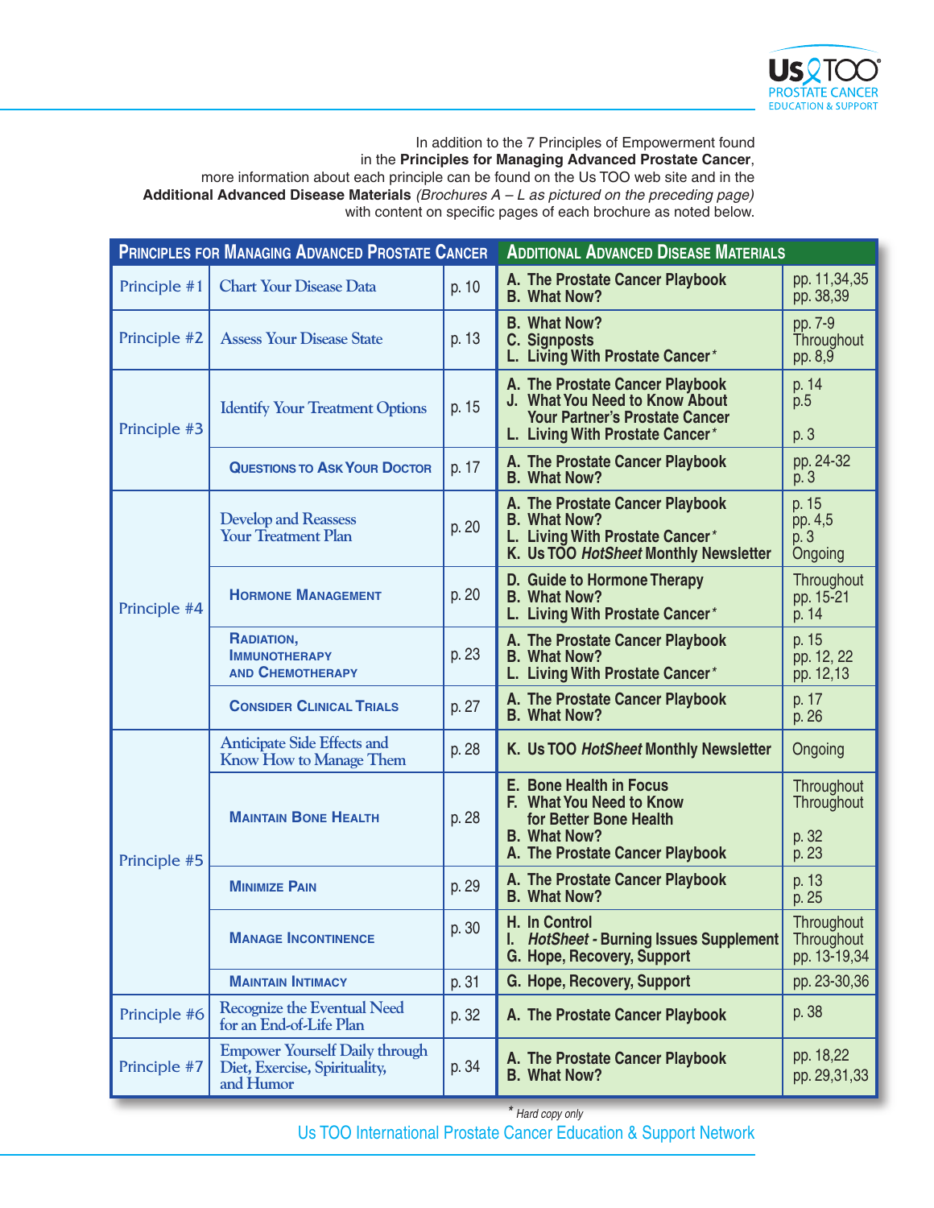In addition to the 7 Principles of Empowerment found in the **Principles for Managing Advanced Prostate Cancer**, more information about each principle can be found on the Us TOO web site and in the **Additional Advanced Disease Materials** *(Brochures A – L as pictured on the preceding page)* with content on specific pages of each brochure as noted below.

| Principles for Managing Advanced Prostate Cancer | | | Additional Advanced Disease Materials | |
|---|---|---|---|---|
| Principle #1 | Chart Your Disease Data | p. 10 | A. The Prostate Cancer Playbook<br>B. What Now? | pp. 11,34,35<br>pp. 38,39 |
| Principle #2 | Assess Your Disease State | p. 13 | B. What Now?<br>C. Signposts<br>L. Living With Prostate Cancer* | pp. 7-9<br>Throughout<br>pp. 8,9 |
| Principle #3 | Identify Your Treatment Options | p. 15 | A. The Prostate Cancer Playbook<br>J. What You Need to Know About Your Partner's Prostate Cancer<br>L. Living With Prostate Cancer* | p. 14<br>p.5<br>p. 3 |
| | Questions to Ask Your Doctor | p. 17 | A. The Prostate Cancer Playbook<br>B. What Now? | pp. 24-32<br>p. 3 |
| Principle #4 | Develop and Reassess Your Treatment Plan | p. 20 | A. The Prostate Cancer Playbook<br>B. What Now?<br>L. Living With Prostate Cancer*<br>K. Us TOO *HotSheet* Monthly Newsletter | p. 15<br>pp. 4,5<br>p. 3<br>Ongoing |
| | Hormone Management | p. 20 | D. Guide to Hormone Therapy<br>B. What Now?<br>L. Living With Prostate Cancer* | Throughout<br>pp. 15-21<br>p. 14 |
| | Radiation, Immunotherapy and Chemotherapy | p. 23 | A. The Prostate Cancer Playbook<br>B. What Now?<br>L. Living With Prostate Cancer* | p. 15<br>pp. 12, 22<br>pp. 12,13 |
| | Consider Clinical Trials | p. 27 | A. The Prostate Cancer Playbook<br>B. What Now? | p. 17<br>p. 26 |
| Principle #5 | Anticipate Side Effects and Know How to Manage Them | p. 28 | K. Us TOO *HotSheet* Monthly Newsletter | Ongoing |
| | Maintain Bone Health | p. 28 | E. Bone Health in Focus<br>F. What You Need to Know for Better Bone Health<br>B. What Now?<br>A. The Prostate Cancer Playbook | Throughout<br>Throughout<br>p. 32<br>p. 23 |
| | Minimize Pain | p. 29 | A. The Prostate Cancer Playbook<br>B. What Now? | p. 13<br>p. 25 |
| | Manage Incontinence | p. 30 | H. In Control<br>I. *HotSheet* - Burning Issues Supplement<br>G. Hope, Recovery, Support | Throughout<br>Throughout<br>pp. 13-19,34 |
| | Maintain Intimacy | p. 31 | G. Hope, Recovery, Support | pp. 23-30,36 |
| Principle #6 | Recognize the Eventual Need for an End-of-Life Plan | p. 32 | A. The Prostate Cancer Playbook | p. 38 |
| Principle #7 | Empower Yourself Daily through Diet, Exercise, Spirituality, and Humor | p. 34 | A. The Prostate Cancer Playbook<br>B. What Now? | pp. 18,22<br>pp. 29,31,33 |

\* *Hard copy only*

Us TOO International Prostate Cancer Education & Support Network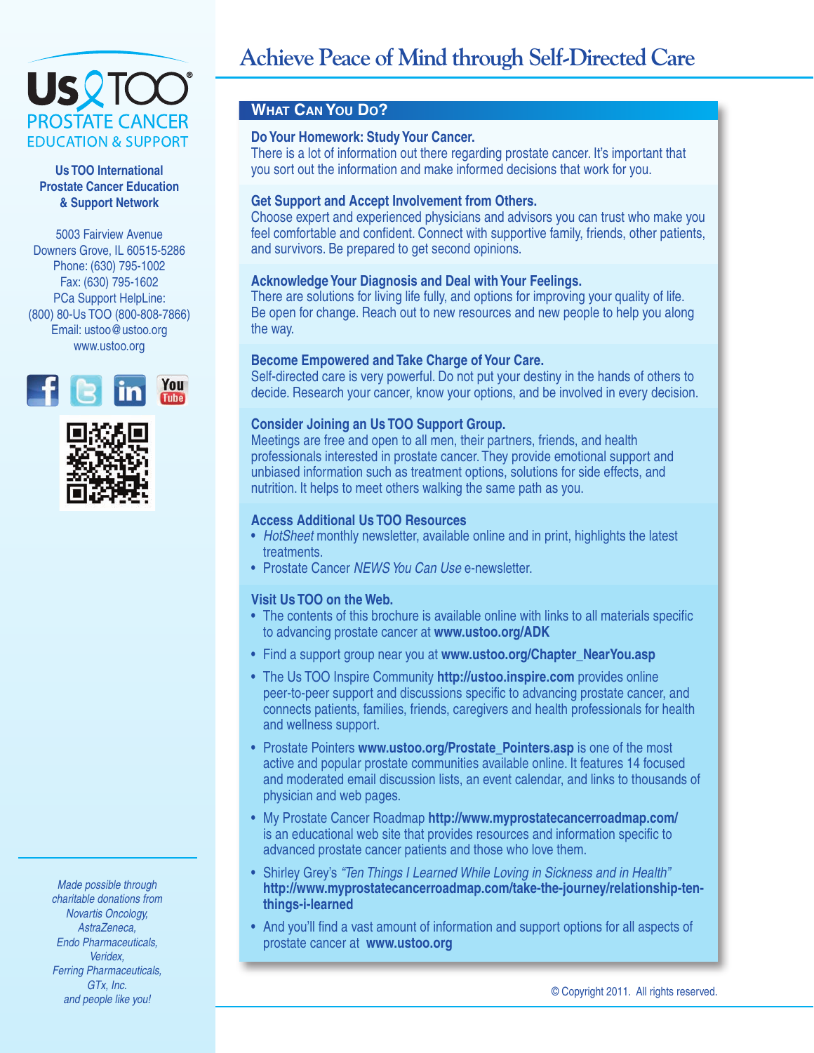Us TOO
PROSTATE CANCER
EDUCATION & SUPPORT

**Us TOO International Prostate Cancer Education & Support Network**

5003 Fairview Avenue
Downers Grove, IL 60515-5286
Phone: (630) 795-1002
Fax: (630) 795-1602
PCa Support HelpLine:
(800) 80-Us TOO (800-808-7866)
Email: ustoo@ustoo.org
www.ustoo.org

*Made possible through charitable donations from Novartis Oncology, AstraZeneca, Endo Pharmaceuticals, Veridex, Ferring Pharmaceuticals, GTx, Inc. and people like you!*

# Achieve Peace of Mind through Self-Directed Care

## What Can You Do?

**Do Your Homework: Study Your Cancer.**
There is a lot of information out there regarding prostate cancer. It's important that you sort out the information and make informed decisions that work for you.

**Get Support and Accept Involvement from Others.**
Choose expert and experienced physicians and advisors you can trust who make you feel comfortable and confident. Connect with supportive family, friends, other patients, and survivors. Be prepared to get second opinions.

**Acknowledge Your Diagnosis and Deal with Your Feelings.**
There are solutions for living life fully, and options for improving your quality of life. Be open for change. Reach out to new resources and new people to help you along the way.

**Become Empowered and Take Charge of Your Care.**
Self-directed care is very powerful. Do not put your destiny in the hands of others to decide. Research your cancer, know your options, and be involved in every decision.

**Consider Joining an Us TOO Support Group.**
Meetings are free and open to all men, their partners, friends, and health professionals interested in prostate cancer. They provide emotional support and unbiased information such as treatment options, solutions for side effects, and nutrition. It helps to meet others walking the same path as you.

**Access Additional Us TOO Resources**

- *HotSheet* monthly newsletter, available online and in print, highlights the latest treatments.
- Prostate Cancer *NEWS You Can Use* e-newsletter.

**Visit Us TOO on the Web.**

- The contents of this brochure is available online with links to all materials specific to advancing prostate cancer at **www.ustoo.org/ADK**
- Find a support group near you at **www.ustoo.org/Chapter_NearYou.asp**
- The Us TOO Inspire Community **http://ustoo.inspire.com** provides online peer-to-peer support and discussions specific to advancing prostate cancer, and connects patients, families, friends, caregivers and health professionals for health and wellness support.
- Prostate Pointers **www.ustoo.org/Prostate_Pointers.asp** is one of the most active and popular prostate communities available online. It features 14 focused and moderated email discussion lists, an event calendar, and links to thousands of physician and web pages.
- My Prostate Cancer Roadmap **http://www.myprostatecancerroadmap.com/** is an educational web site that provides resources and information specific to advanced prostate cancer patients and those who love them.
- Shirley Grey's *"Ten Things I Learned While Loving in Sickness and in Health"* **http://www.myprostatecancerroadmap.com/take-the-journey/relationship-ten-things-i-learned**
- And you'll find a vast amount of information and support options for all aspects of prostate cancer at **www.ustoo.org**

© Copyright 2011. All rights reserved.